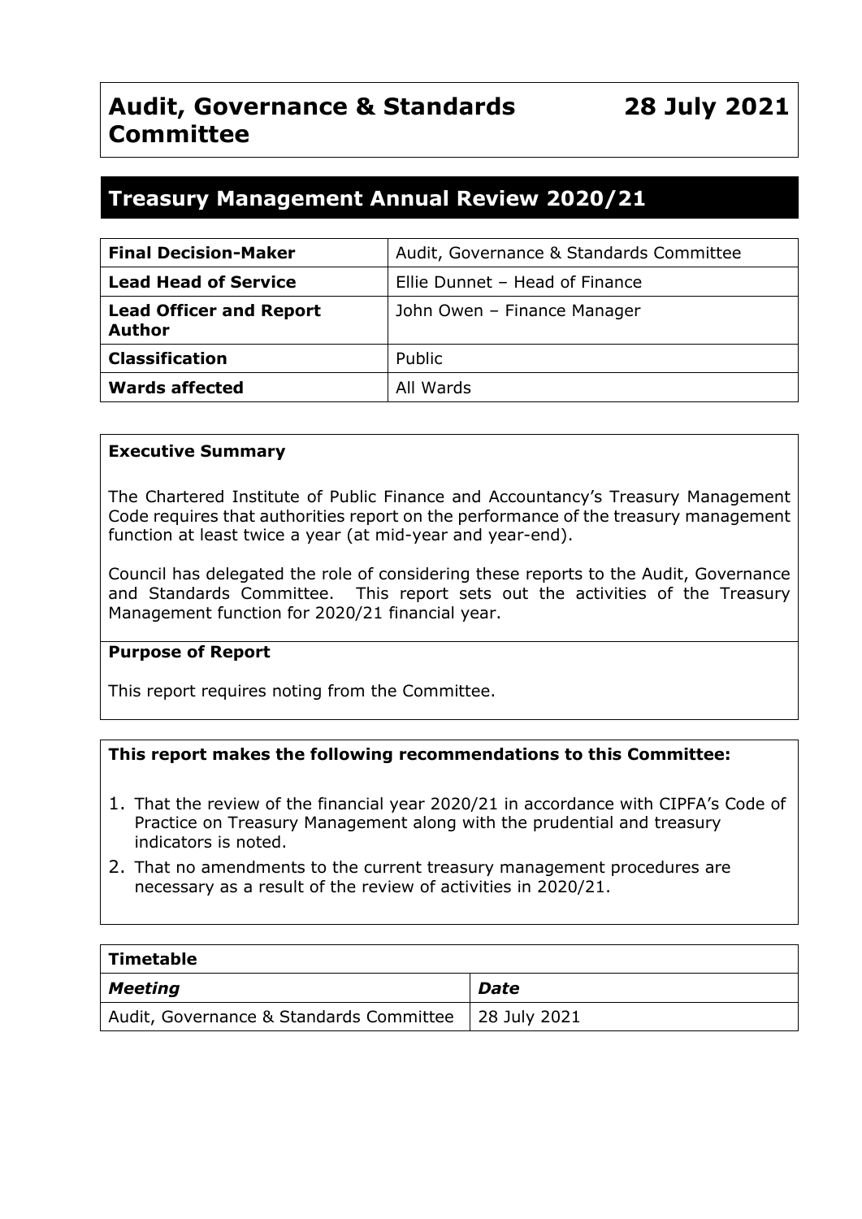# Audit, Governance & Standards Committee

**28 July 2021**

## Treasury Management Annual Review 2020/21

| | |
|---|---|
| **Final Decision-Maker** | Audit, Governance & Standards Committee |
| **Lead Head of Service** | Ellie Dunnet – Head of Finance |
| **Lead Officer and Report Author** | John Owen – Finance Manager |
| **Classification** | Public |
| **Wards affected** | All Wards |

**Executive Summary**

The Chartered Institute of Public Finance and Accountancy's Treasury Management Code requires that authorities report on the performance of the treasury management function at least twice a year (at mid-year and year-end).

Council has delegated the role of considering these reports to the Audit, Governance and Standards Committee. This report sets out the activities of the Treasury Management function for 2020/21 financial year.

**Purpose of Report**

This report requires noting from the Committee.

**This report makes the following recommendations to this Committee:**

1. That the review of the financial year 2020/21 in accordance with CIPFA's Code of Practice on Treasury Management along with the prudential and treasury indicators is noted.
2. That no amendments to the current treasury management procedures are necessary as a result of the review of activities in 2020/21.

| **Timetable** | |
|---|---|
| ***Meeting*** | ***Date*** |
| Audit, Governance & Standards Committee | 28 July 2021 |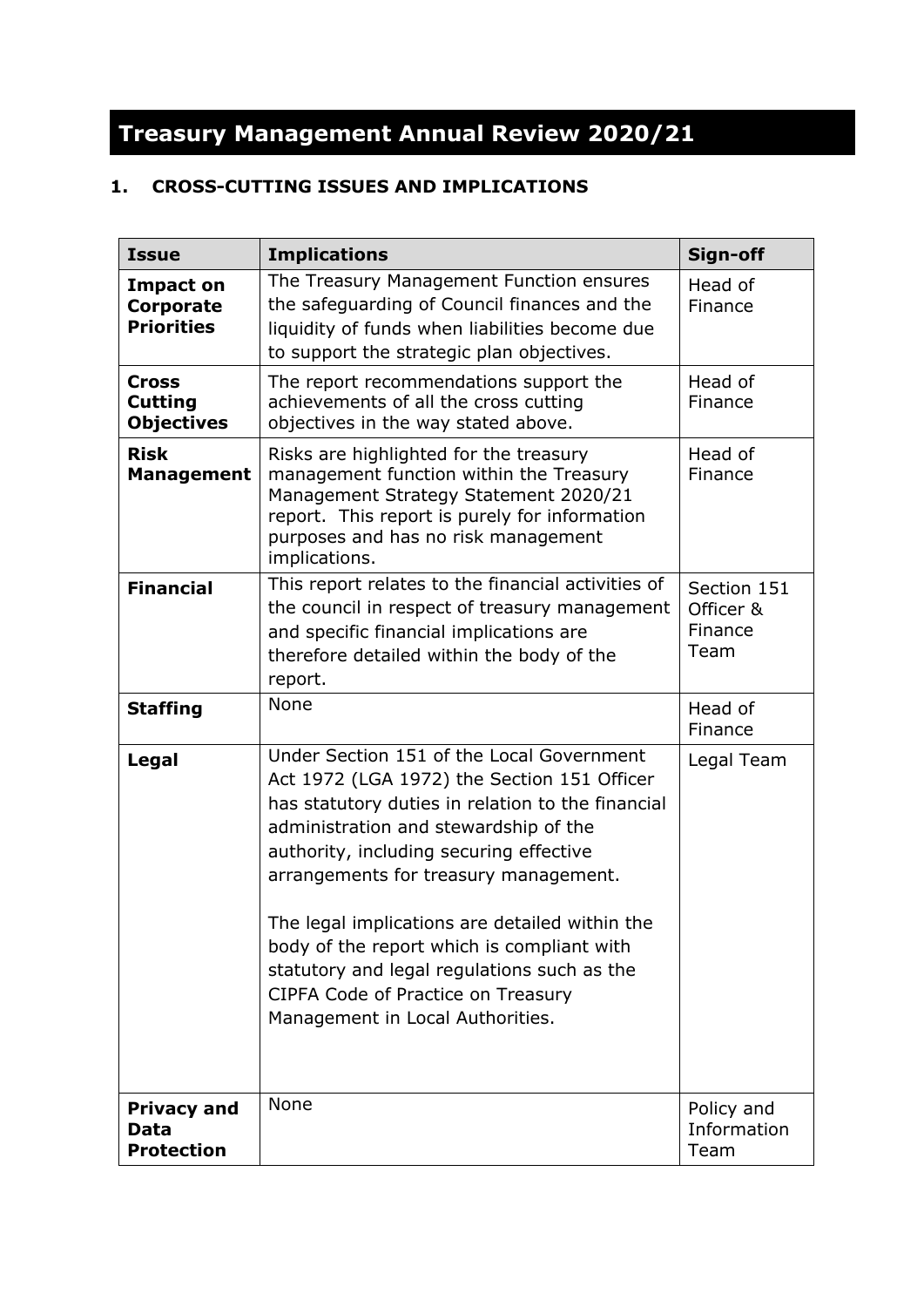# Treasury Management Annual Review 2020/21

## 1. CROSS-CUTTING ISSUES AND IMPLICATIONS

| Issue | Implications | Sign-off |
|---|---|---|
| **Impact on Corporate Priorities** | The Treasury Management Function ensures the safeguarding of Council finances and the liquidity of funds when liabilities become due to support the strategic plan objectives. | Head of Finance |
| **Cross Cutting Objectives** | The report recommendations support the achievements of all the cross cutting objectives in the way stated above. | Head of Finance |
| **Risk Management** | Risks are highlighted for the treasury management function within the Treasury Management Strategy Statement 2020/21 report. This report is purely for information purposes and has no risk management implications. | Head of Finance |
| **Financial** | This report relates to the financial activities of the council in respect of treasury management and specific financial implications are therefore detailed within the body of the report. | Section 151 Officer & Finance Team |
| **Staffing** | None | Head of Finance |
| **Legal** | Under Section 151 of the Local Government Act 1972 (LGA 1972) the Section 151 Officer has statutory duties in relation to the financial administration and stewardship of the authority, including securing effective arrangements for treasury management.<br><br>The legal implications are detailed within the body of the report which is compliant with statutory and legal regulations such as the CIPFA Code of Practice on Treasury Management in Local Authorities. | Legal Team |
| **Privacy and Data Protection** | None | Policy and Information Team |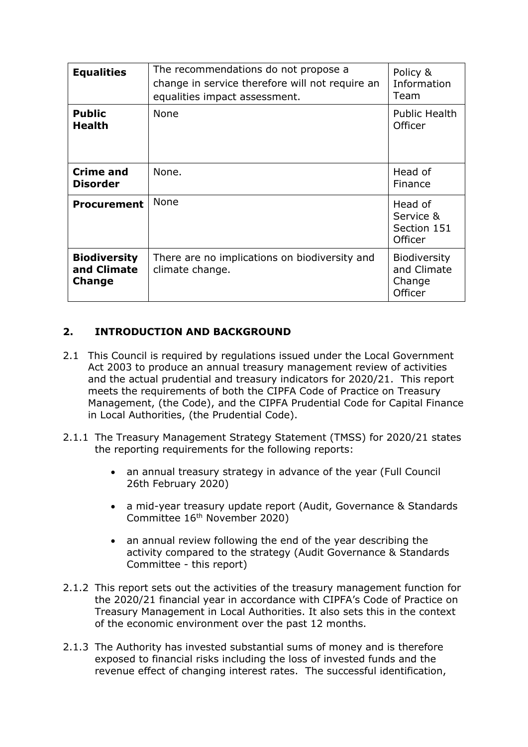| **Equalities** | The recommendations do not propose a change in service therefore will not require an equalities impact assessment. | Policy & Information Team |
|---|---|---|
| **Public Health** | None | Public Health Officer |
| **Crime and Disorder** | None. | Head of Finance |
| **Procurement** | None | Head of Service & Section 151 Officer |
| **Biodiversity and Climate Change** | There are no implications on biodiversity and climate change. | Biodiversity and Climate Change Officer |

## 2. INTRODUCTION AND BACKGROUND

2.1 This Council is required by regulations issued under the Local Government Act 2003 to produce an annual treasury management review of activities and the actual prudential and treasury indicators for 2020/21. This report meets the requirements of both the CIPFA Code of Practice on Treasury Management, (the Code), and the CIPFA Prudential Code for Capital Finance in Local Authorities, (the Prudential Code).

2.1.1 The Treasury Management Strategy Statement (TMSS) for 2020/21 states the reporting requirements for the following reports:

- an annual treasury strategy in advance of the year (Full Council 26th February 2020)
- a mid-year treasury update report (Audit, Governance & Standards Committee 16th November 2020)
- an annual review following the end of the year describing the activity compared to the strategy (Audit Governance & Standards Committee - this report)

2.1.2 This report sets out the activities of the treasury management function for the 2020/21 financial year in accordance with CIPFA's Code of Practice on Treasury Management in Local Authorities. It also sets this in the context of the economic environment over the past 12 months.

2.1.3 The Authority has invested substantial sums of money and is therefore exposed to financial risks including the loss of invested funds and the revenue effect of changing interest rates. The successful identification,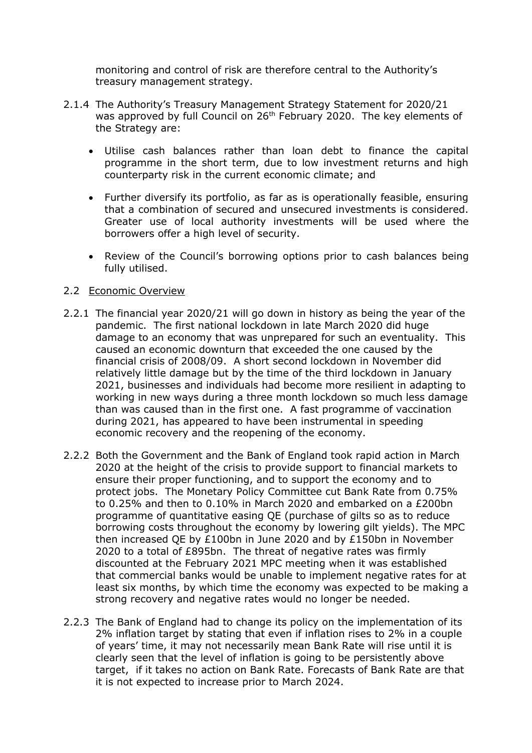monitoring and control of risk are therefore central to the Authority's treasury management strategy.

2.1.4 The Authority's Treasury Management Strategy Statement for 2020/21 was approved by full Council on 26th February 2020. The key elements of the Strategy are:

- Utilise cash balances rather than loan debt to finance the capital programme in the short term, due to low investment returns and high counterparty risk in the current economic climate; and
- Further diversify its portfolio, as far as is operationally feasible, ensuring that a combination of secured and unsecured investments is considered. Greater use of local authority investments will be used where the borrowers offer a high level of security.
- Review of the Council's borrowing options prior to cash balances being fully utilised.

2.2 Economic Overview

2.2.1 The financial year 2020/21 will go down in history as being the year of the pandemic. The first national lockdown in late March 2020 did huge damage to an economy that was unprepared for such an eventuality. This caused an economic downturn that exceeded the one caused by the financial crisis of 2008/09. A short second lockdown in November did relatively little damage but by the time of the third lockdown in January 2021, businesses and individuals had become more resilient in adapting to working in new ways during a three month lockdown so much less damage than was caused than in the first one. A fast programme of vaccination during 2021, has appeared to have been instrumental in speeding economic recovery and the reopening of the economy.

2.2.2 Both the Government and the Bank of England took rapid action in March 2020 at the height of the crisis to provide support to financial markets to ensure their proper functioning, and to support the economy and to protect jobs. The Monetary Policy Committee cut Bank Rate from 0.75% to 0.25% and then to 0.10% in March 2020 and embarked on a £200bn programme of quantitative easing QE (purchase of gilts so as to reduce borrowing costs throughout the economy by lowering gilt yields). The MPC then increased QE by £100bn in June 2020 and by £150bn in November 2020 to a total of £895bn. The threat of negative rates was firmly discounted at the February 2021 MPC meeting when it was established that commercial banks would be unable to implement negative rates for at least six months, by which time the economy was expected to be making a strong recovery and negative rates would no longer be needed.

2.2.3 The Bank of England had to change its policy on the implementation of its 2% inflation target by stating that even if inflation rises to 2% in a couple of years' time, it may not necessarily mean Bank Rate will rise until it is clearly seen that the level of inflation is going to be persistently above target, if it takes no action on Bank Rate. Forecasts of Bank Rate are that it is not expected to increase prior to March 2024.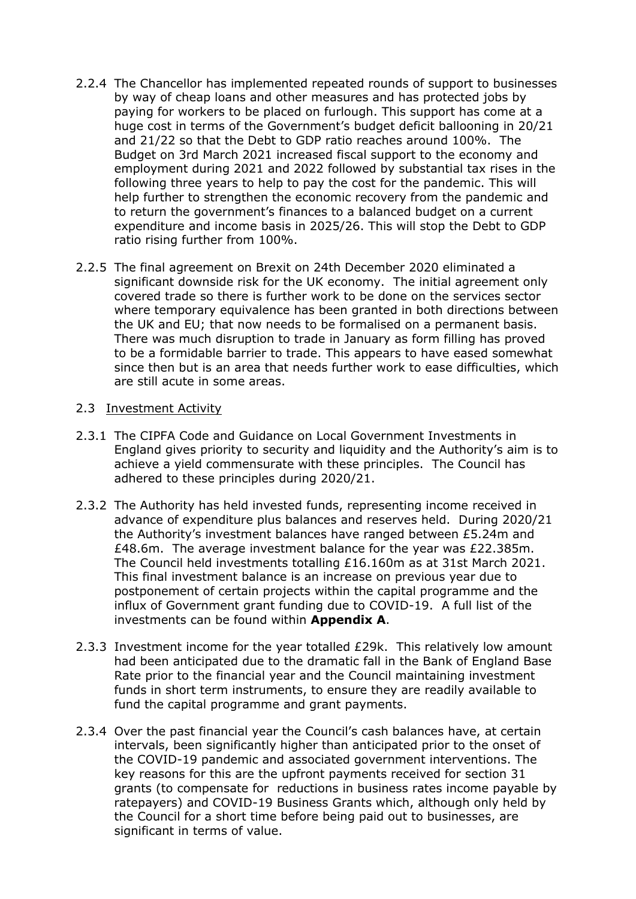2.2.4 The Chancellor has implemented repeated rounds of support to businesses by way of cheap loans and other measures and has protected jobs by paying for workers to be placed on furlough. This support has come at a huge cost in terms of the Government's budget deficit ballooning in 20/21 and 21/22 so that the Debt to GDP ratio reaches around 100%. The Budget on 3rd March 2021 increased fiscal support to the economy and employment during 2021 and 2022 followed by substantial tax rises in the following three years to help to pay the cost for the pandemic. This will help further to strengthen the economic recovery from the pandemic and to return the government's finances to a balanced budget on a current expenditure and income basis in 2025/26. This will stop the Debt to GDP ratio rising further from 100%.

2.2.5 The final agreement on Brexit on 24th December 2020 eliminated a significant downside risk for the UK economy. The initial agreement only covered trade so there is further work to be done on the services sector where temporary equivalence has been granted in both directions between the UK and EU; that now needs to be formalised on a permanent basis. There was much disruption to trade in January as form filling has proved to be a formidable barrier to trade. This appears to have eased somewhat since then but is an area that needs further work to ease difficulties, which are still acute in some areas.

2.3 Investment Activity

2.3.1 The CIPFA Code and Guidance on Local Government Investments in England gives priority to security and liquidity and the Authority's aim is to achieve a yield commensurate with these principles. The Council has adhered to these principles during 2020/21.

2.3.2 The Authority has held invested funds, representing income received in advance of expenditure plus balances and reserves held. During 2020/21 the Authority's investment balances have ranged between £5.24m and £48.6m. The average investment balance for the year was £22.385m. The Council held investments totalling £16.160m as at 31st March 2021. This final investment balance is an increase on previous year due to postponement of certain projects within the capital programme and the influx of Government grant funding due to COVID-19. A full list of the investments can be found within **Appendix A**.

2.3.3 Investment income for the year totalled £29k. This relatively low amount had been anticipated due to the dramatic fall in the Bank of England Base Rate prior to the financial year and the Council maintaining investment funds in short term instruments, to ensure they are readily available to fund the capital programme and grant payments.

2.3.4 Over the past financial year the Council's cash balances have, at certain intervals, been significantly higher than anticipated prior to the onset of the COVID-19 pandemic and associated government interventions. The key reasons for this are the upfront payments received for section 31 grants (to compensate for reductions in business rates income payable by ratepayers) and COVID-19 Business Grants which, although only held by the Council for a short time before being paid out to businesses, are significant in terms of value.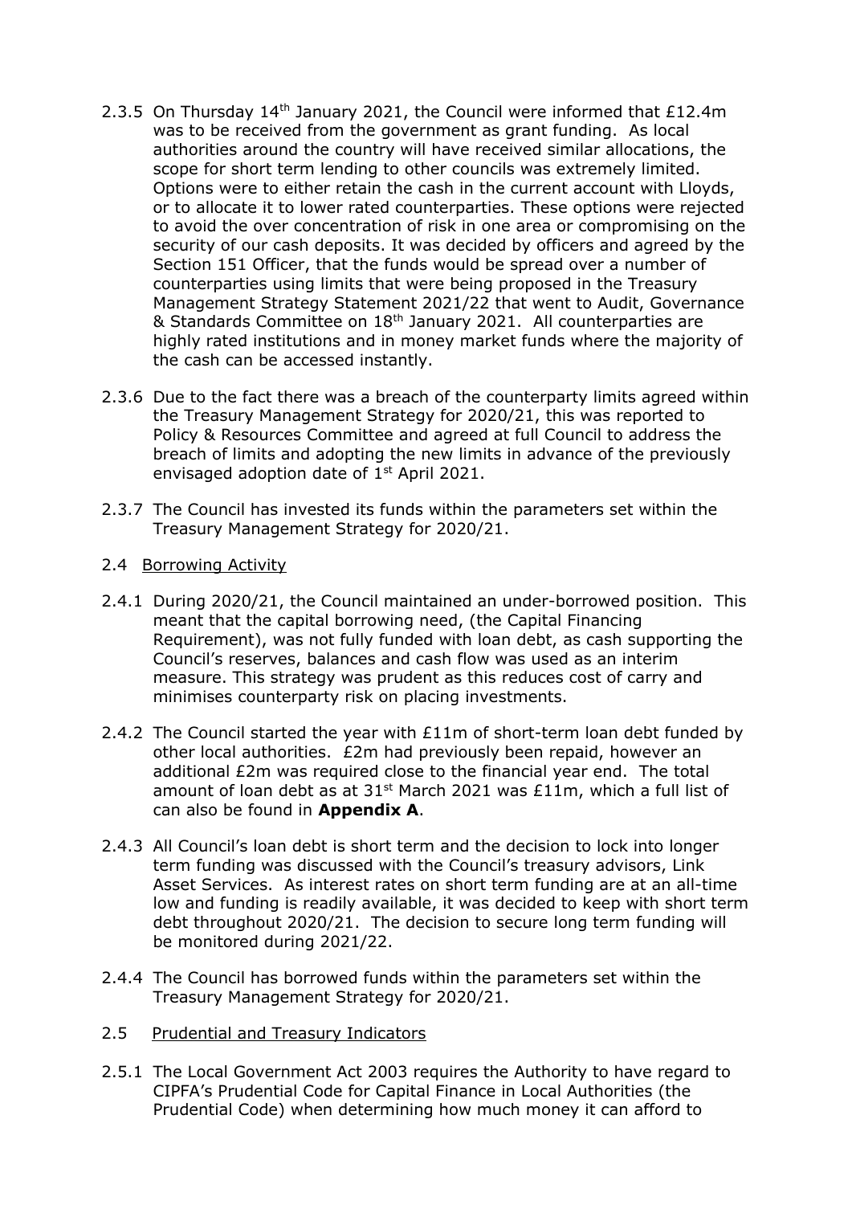2.3.5 On Thursday 14th January 2021, the Council were informed that £12.4m was to be received from the government as grant funding. As local authorities around the country will have received similar allocations, the scope for short term lending to other councils was extremely limited. Options were to either retain the cash in the current account with Lloyds, or to allocate it to lower rated counterparties. These options were rejected to avoid the over concentration of risk in one area or compromising on the security of our cash deposits. It was decided by officers and agreed by the Section 151 Officer, that the funds would be spread over a number of counterparties using limits that were being proposed in the Treasury Management Strategy Statement 2021/22 that went to Audit, Governance & Standards Committee on 18th January 2021. All counterparties are highly rated institutions and in money market funds where the majority of the cash can be accessed instantly.

2.3.6 Due to the fact there was a breach of the counterparty limits agreed within the Treasury Management Strategy for 2020/21, this was reported to Policy & Resources Committee and agreed at full Council to address the breach of limits and adopting the new limits in advance of the previously envisaged adoption date of 1st April 2021.

2.3.7 The Council has invested its funds within the parameters set within the Treasury Management Strategy for 2020/21.

2.4 Borrowing Activity

2.4.1 During 2020/21, the Council maintained an under-borrowed position. This meant that the capital borrowing need, (the Capital Financing Requirement), was not fully funded with loan debt, as cash supporting the Council's reserves, balances and cash flow was used as an interim measure. This strategy was prudent as this reduces cost of carry and minimises counterparty risk on placing investments.

2.4.2 The Council started the year with £11m of short-term loan debt funded by other local authorities. £2m had previously been repaid, however an additional £2m was required close to the financial year end. The total amount of loan debt as at 31st March 2021 was £11m, which a full list of can also be found in **Appendix A**.

2.4.3 All Council's loan debt is short term and the decision to lock into longer term funding was discussed with the Council's treasury advisors, Link Asset Services. As interest rates on short term funding are at an all-time low and funding is readily available, it was decided to keep with short term debt throughout 2020/21. The decision to secure long term funding will be monitored during 2021/22.

2.4.4 The Council has borrowed funds within the parameters set within the Treasury Management Strategy for 2020/21.

2.5 Prudential and Treasury Indicators

2.5.1 The Local Government Act 2003 requires the Authority to have regard to CIPFA's Prudential Code for Capital Finance in Local Authorities (the Prudential Code) when determining how much money it can afford to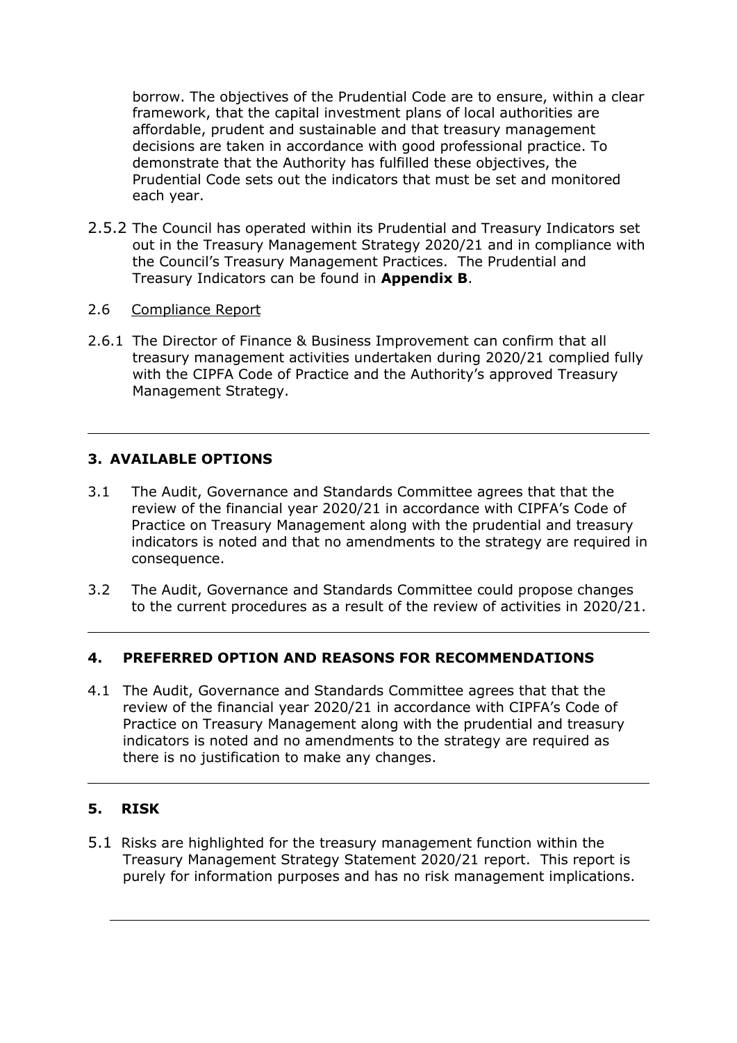borrow. The objectives of the Prudential Code are to ensure, within a clear framework, that the capital investment plans of local authorities are affordable, prudent and sustainable and that treasury management decisions are taken in accordance with good professional practice. To demonstrate that the Authority has fulfilled these objectives, the Prudential Code sets out the indicators that must be set and monitored each year.

2.5.2 The Council has operated within its Prudential and Treasury Indicators set out in the Treasury Management Strategy 2020/21 and in compliance with the Council's Treasury Management Practices. The Prudential and Treasury Indicators can be found in **Appendix B**.

2.6 Compliance Report

2.6.1 The Director of Finance & Business Improvement can confirm that all treasury management activities undertaken during 2020/21 complied fully with the CIPFA Code of Practice and the Authority's approved Treasury Management Strategy.

---

## 3. AVAILABLE OPTIONS

3.1 The Audit, Governance and Standards Committee agrees that that the review of the financial year 2020/21 in accordance with CIPFA's Code of Practice on Treasury Management along with the prudential and treasury indicators is noted and that no amendments to the strategy are required in consequence.

3.2 The Audit, Governance and Standards Committee could propose changes to the current procedures as a result of the review of activities in 2020/21.

---

## 4. PREFERRED OPTION AND REASONS FOR RECOMMENDATIONS

4.1 The Audit, Governance and Standards Committee agrees that that the review of the financial year 2020/21 in accordance with CIPFA's Code of Practice on Treasury Management along with the prudential and treasury indicators is noted and no amendments to the strategy are required as there is no justification to make any changes.

---

## 5. RISK

5.1 Risks are highlighted for the treasury management function within the Treasury Management Strategy Statement 2020/21 report. This report is purely for information purposes and has no risk management implications.

---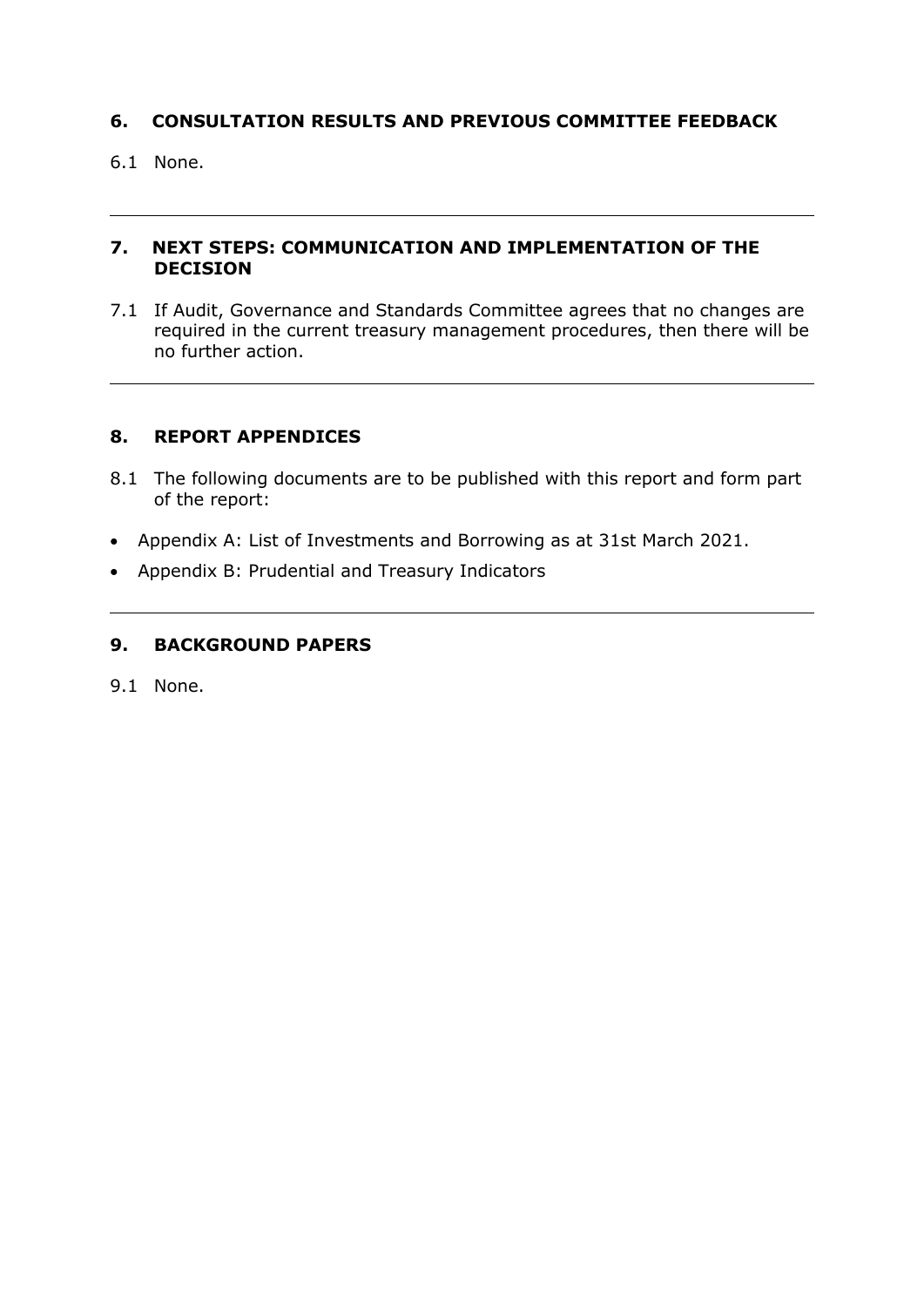## 6. CONSULTATION RESULTS AND PREVIOUS COMMITTEE FEEDBACK

6.1 None.

---

## 7. NEXT STEPS: COMMUNICATION AND IMPLEMENTATION OF THE DECISION

7.1 If Audit, Governance and Standards Committee agrees that no changes are required in the current treasury management procedures, then there will be no further action.

---

## 8. REPORT APPENDICES

8.1 The following documents are to be published with this report and form part of the report:

- Appendix A: List of Investments and Borrowing as at 31st March 2021.
- Appendix B: Prudential and Treasury Indicators

---

## 9. BACKGROUND PAPERS

9.1 None.